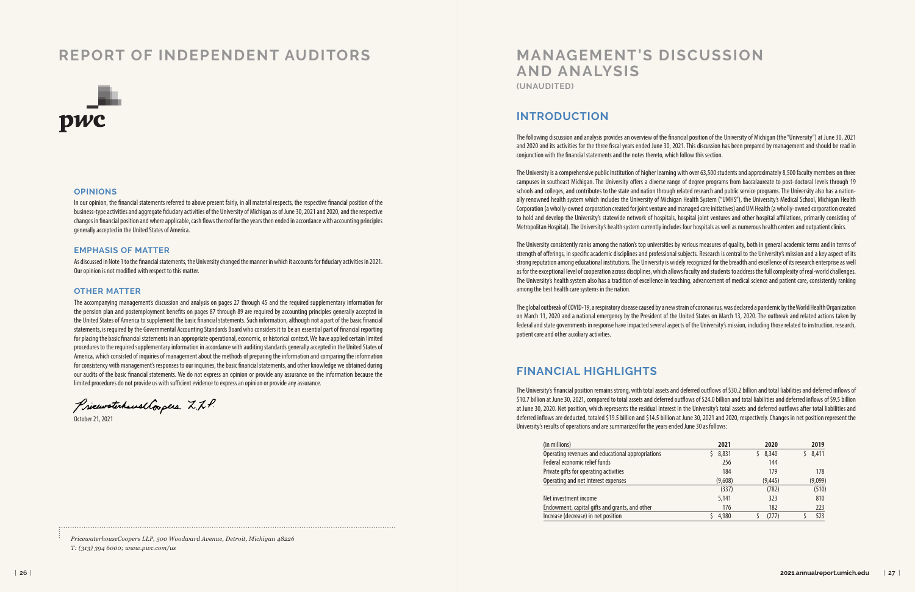# REPORT OF INDEPENDENT AUDITORS

pwc

### OPINIONS

In our opinion, the financial statements referred to above present fairly, in all material respects, the respective financial position of the business-type activities and aggregate fiduciary activities of the University of Michigan as of June 30, 2021 and 2020, and the respective changes in financial position and where applicable, cash flows thereof for the years then ended in accordance with accounting principles generally accepted in the United States of America.

### EMPHASIS OF MATTER

As discussed in Note 1 to the financial statements, the University changed the manner in which it accounts for fiduciary activities in 2021. Our opinion is not modified with respect to this matter.

### OTHER MATTER

The accompanying management's discussion and analysis on pages 27 through 45 and the required supplementary information for the pension plan and postemployment benefits on pages 87 through 89 are required by accounting principles generally accepted in the United States of America to supplement the basic financial statements. Such information, although not a part of the basic financial statements, is required by the Governmental Accounting Standards Board who considers it to be an essential part of financial reporting for placing the basic financial statements in an appropriate operational, economic, or historical context. We have applied certain limited procedures to the required supplementary information in accordance with auditing standards generally accepted in the United States of America, which consisted of inquiries of management about the methods of preparing the information and comparing the information for consistency with management's responses to our inquiries, the basic financial statements, and other knowledge we obtained during our audits of the basic financial statements. We do not express an opinion or provide any assurance on the information because the limited procedures do not provide us with sufficient evidence to express an opinion or provide any assurance.

PricewaterhouseCoopers LLP

October 21, 2021

*PricewaterhouseCoopers LLP, 500 Woodward Avenue, Detroit, Michigan 48226*
*T: (313) 394 6000; www.pwc.com/us*

# MANAGEMENT'S DISCUSSION AND ANALYSIS

**(UNAUDITED)**

## INTRODUCTION

The following discussion and analysis provides an overview of the financial position of the University of Michigan (the "University") at June 30, 2021 and 2020 and its activities for the three fiscal years ended June 30, 2021. This discussion has been prepared by management and should be read in conjunction with the financial statements and the notes thereto, which follow this section.

The University is a comprehensive public institution of higher learning with over 63,500 students and approximately 8,500 faculty members on three campuses in southeast Michigan. The University offers a diverse range of degree programs from baccalaureate to post-doctoral levels through 19 schools and colleges, and contributes to the state and nation through related research and public service programs. The University also has a nationally renowned health system which includes the University of Michigan Health System ("UMHS"), the University's Medical School, Michigan Health Corporation (a wholly-owned corporation created for joint venture and managed care initiatives) and UM Health (a wholly-owned corporation created to hold and develop the University's statewide network of hospitals, hospital joint ventures and other hospital affiliations, primarily consisting of Metropolitan Hospital). The University's health system currently includes four hospitals as well as numerous health centers and outpatient clinics.

The University consistently ranks among the nation's top universities by various measures of quality, both in general academic terms and in terms of strength of offerings, in specific academic disciplines and professional subjects. Research is central to the University's mission and a key aspect of its strong reputation among educational institutions. The University is widely recognized for the breadth and excellence of its research enterprise as well as for the exceptional level of cooperation across disciplines, which allows faculty and students to address the full complexity of real-world challenges. The University's health system also has a tradition of excellence in teaching, advancement of medical science and patient care, consistently ranking among the best health care systems in the nation.

The global outbreak of COVID-19, a respiratory disease caused by a new strain of coronavirus, was declared a pandemic by the World Health Organization on March 11, 2020 and a national emergency by the President of the United States on March 13, 2020. The outbreak and related actions taken by federal and state governments in response have impacted several aspects of the University's mission, including those related to instruction, research, patient care and other auxiliary activities.

## FINANCIAL HIGHLIGHTS

The University's financial position remains strong, with total assets and deferred outflows of $30.2 billion and total liabilities and deferred inflows of $10.7 billion at June 30, 2021, compared to total assets and deferred outflows of $24.0 billion and total liabilities and deferred inflows of $9.5 billion at June 30, 2020. Net position, which represents the residual interest in the University's total assets and deferred outflows after total liabilities and deferred inflows are deducted, totaled $19.5 billion and $14.5 billion at June 30, 2021 and 2020, respectively. Changes in net position represent the University's results of operations and are summarized for the years ended June 30 as follows:

| (in millions) | 2021 | 2020 | 2019 |
|---|---|---|---|
| Operating revenues and educational appropriations | $ 8,831 | $ 8,340 | $ 8,411 |
| Federal economic relief funds | 256 | 144 | |
| Private gifts for operating activities | 184 | 179 | 178 |
| Operating and net interest expenses | (9,608) | (9,445) | (9,099) |
| | (337) | (782) | (510) |
| Net investment income | 5,141 | 323 | 810 |
| Endowment, capital gifts and grants, and other | 176 | 182 | 223 |
| Increase (decrease) in net position | $ 4,980 | $ (277) | $ 523 |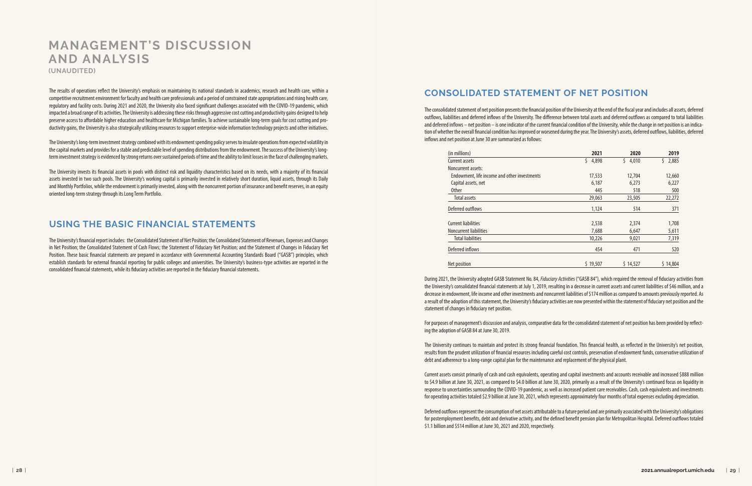# MANAGEMENT'S DISCUSSION AND ANALYSIS
(UNAUDITED)

The results of operations reflect the University's emphasis on maintaining its national standards in academics, research and health care, within a competitive recruitment environment for faculty and health care professionals and a period of constrained state appropriations and rising health care, regulatory and facility costs. During 2021 and 2020, the University also faced significant challenges associated with the COVID-19 pandemic, which impacted a broad range of its activities. The University is addressing these risks through aggressive cost cutting and productivity gains designed to help preserve access to affordable higher education and healthcare for Michigan families. To achieve sustainable long-term goals for cost cutting and productivity gains, the University is also strategically utilizing resources to support enterprise-wide information technology projects and other initiatives.

The University's long-term investment strategy combined with its endowment spending policy serves to insulate operations from expected volatility in the capital markets and provides for a stable and predictable level of spending distributions from the endowment. The success of the University's long-term investment strategy is evidenced by strong returns over sustained periods of time and the ability to limit losses in the face of challenging markets.

The University invests its financial assets in pools with distinct risk and liquidity characteristics based on its needs, with a majority of its financial assets invested in two such pools. The University's working capital is primarily invested in relatively short duration, liquid assets, through its Daily and Monthly Portfolios, while the endowment is primarily invested, along with the noncurrent portion of insurance and benefit reserves, in an equity oriented long-term strategy through its Long Term Portfolio.

## USING THE BASIC FINANCIAL STATEMENTS

The University's financial report includes: the Consolidated Statement of Net Position; the Consolidated Statement of Revenues, Expenses and Changes in Net Position; the Consolidated Statement of Cash Flows; the Statement of Fiduciary Net Position; and the Statement of Changes in Fiduciary Net Position. These basic financial statements are prepared in accordance with Governmental Accounting Standards Board ("GASB") principles, which establish standards for external financial reporting for public colleges and universities. The University's business-type activities are reported in the consolidated financial statements, while its fiduciary activities are reported in the fiduciary financial statements.

## CONSOLIDATED STATEMENT OF NET POSITION

The consolidated statement of net position presents the financial position of the University at the end of the fiscal year and includes all assets, deferred outflows, liabilities and deferred inflows of the University. The difference between total assets and deferred outflows as compared to total liabilities and deferred inflows – net position – is one indicator of the current financial condition of the University, while the change in net position is an indication of whether the overall financial condition has improved or worsened during the year. The University's assets, deferred outflows, liabilities, deferred inflows and net position at June 30 are summarized as follows:

| (in millions) | 2021 | 2020 | 2019 |
|---|---|---|---|
| Current assets | $ 4,898 | $ 4,010 | $ 2,885 |
| Noncurrent assets: | | | |
| Endowment, life income and other investments | 17,533 | 12,704 | 12,660 |
| Capital assets, net | 6,187 | 6,273 | 6,227 |
| Other | 445 | 518 | 500 |
| Total assets | 29,063 | 23,505 | 22,272 |
| Deferred outflows | 1,124 | 514 | 371 |
| Current liabilities | 2,538 | 2,374 | 1,708 |
| Noncurrent liabilities | 7,688 | 6,647 | 5,611 |
| Total liabilities | 10,226 | 9,021 | 7,319 |
| Deferred inflows | 454 | 471 | 520 |
| Net position | $ 19,507 | $ 14,527 | $ 14,804 |

During 2021, the University adopted GASB Statement No. 84, *Fiduciary Activities* ("GASB 84"), which required the removal of fiduciary activities from the University's consolidated financial statements at July 1, 2019, resulting in a decrease in current assets and current liabilities of $46 million, and a decrease in endowment, life income and other investments and noncurrent liabilities of $174 million as compared to amounts previously reported. As a result of the adoption of this statement, the University's fiduciary activities are now presented within the statement of fiduciary net position and the statement of changes in fiduciary net position.

For purposes of management's discussion and analysis, comparative data for the consolidated statement of net position has been provided by reflecting the adoption of GASB 84 at June 30, 2019.

The University continues to maintain and protect its strong financial foundation. This financial health, as reflected in the University's net position, results from the prudent utilization of financial resources including careful cost controls, preservation of endowment funds, conservative utilization of debt and adherence to a long-range capital plan for the maintenance and replacement of the physical plant.

Current assets consist primarily of cash and cash equivalents, operating and capital investments and accounts receivable and increased $888 million to $4.9 billion at June 30, 2021, as compared to $4.0 billion at June 30, 2020, primarily as a result of the University's continued focus on liquidity in response to uncertainties surrounding the COVID-19 pandemic, as well as increased patient care receivables. Cash, cash equivalents and investments for operating activities totaled $2.9 billion at June 30, 2021, which represents approximately four months of total expenses excluding depreciation.

Deferred outflows represent the consumption of net assets attributable to a future period and are primarily associated with the University's obligations for postemployment benefits, debt and derivative activity, and the defined benefit pension plan for Metropolitan Hospital. Deferred outflows totaled $1.1 billion and $514 million at June 30, 2021 and 2020, respectively.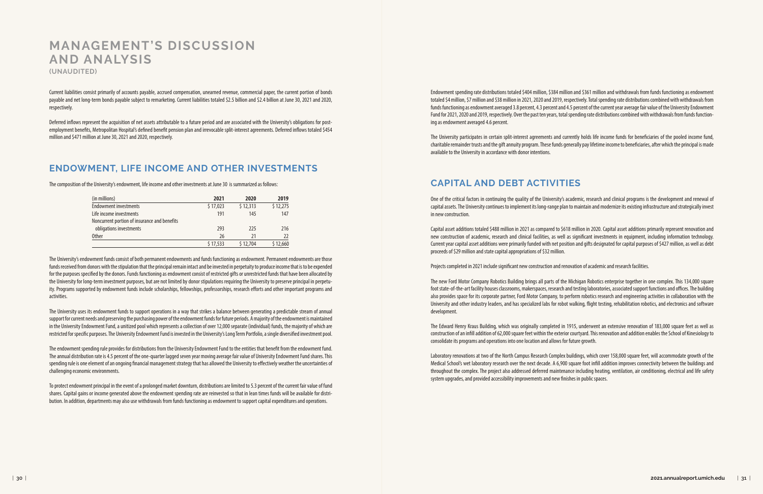# MANAGEMENT'S DISCUSSION AND ANALYSIS
(UNAUDITED)

Current liabilities consist primarily of accounts payable, accrued compensation, unearned revenue, commercial paper, the current portion of bonds payable and net long-term bonds payable subject to remarketing. Current liabilities totaled $2.5 billion and $2.4 billion at June 30, 2021 and 2020, respectively.

Deferred inflows represent the acquisition of net assets attributable to a future period and are associated with the University's obligations for post-employment benefits, Metropolitan Hospital's defined benefit pension plan and irrevocable split-interest agreements. Deferred inflows totaled $454 million and $471 million at June 30, 2021 and 2020, respectively.

## ENDOWMENT, LIFE INCOME AND OTHER INVESTMENTS

The composition of the University's endowment, life income and other investments at June 30 is summarized as follows:

| (in millions) | 2021 | 2020 | 2019 |
|---|---|---|---|
| Endowment investments | $ 17,023 | $ 12,313 | $ 12,275 |
| Life income investments | 191 | 145 | 147 |
| Noncurrent portion of insurance and benefits obligations investments | 293 | 225 | 216 |
| Other | 26 | 21 | 22 |
| | $ 17,533 | $ 12,704 | $ 12,660 |

The University's endowment funds consist of both permanent endowments and funds functioning as endowment. Permanent endowments are those funds received from donors with the stipulation that the principal remain intact and be invested in perpetuity to produce income that is to be expended for the purposes specified by the donors. Funds functioning as endowment consist of restricted gifts or unrestricted funds that have been allocated by the University for long-term investment purposes, but are not limited by donor stipulations requiring the University to preserve principal in perpetuity. Programs supported by endowment funds include scholarships, fellowships, professorships, research efforts and other important programs and activities.

The University uses its endowment funds to support operations in a way that strikes a balance between generating a predictable stream of annual support for current needs and preserving the purchasing power of the endowment funds for future periods. A majority of the endowment is maintained in the University Endowment Fund, a unitized pool which represents a collection of over 12,000 separate (individual) funds, the majority of which are restricted for specific purposes. The University Endowment Fund is invested in the University's Long Term Portfolio, a single diversified investment pool.

The endowment spending rule provides for distributions from the University Endowment Fund to the entities that benefit from the endowment fund. The annual distribution rate is 4.5 percent of the one-quarter lagged seven year moving average fair value of University Endowment Fund shares. This spending rule is one element of an ongoing financial management strategy that has allowed the University to effectively weather the uncertainties of challenging economic environments.

To protect endowment principal in the event of a prolonged market downturn, distributions are limited to 5.3 percent of the current fair value of fund shares. Capital gains or income generated above the endowment spending rate are reinvested so that in lean times funds will be available for distribution. In addition, departments may also use withdrawals from funds functioning as endowment to support capital expenditures and operations.

Endowment spending rate distributions totaled $404 million, $384 million and $361 million and withdrawals from funds functioning as endowment totaled $4 million, $7 million and $38 million in 2021, 2020 and 2019, respectively. Total spending rate distributions combined with withdrawals from funds functioning as endowment averaged 3.8 percent, 4.3 percent and 4.5 percent of the current year average fair value of the University Endowment Fund for 2021, 2020 and 2019, respectively. Over the past ten years, total spending rate distributions combined with withdrawals from funds functioning as endowment averaged 4.6 percent.

The University participates in certain split-interest agreements and currently holds life income funds for beneficiaries of the pooled income fund, charitable remainder trusts and the gift annuity program. These funds generally pay lifetime income to beneficiaries, after which the principal is made available to the University in accordance with donor intentions.

## CAPITAL AND DEBT ACTIVITIES

One of the critical factors in continuing the quality of the University's academic, research and clinical programs is the development and renewal of capital assets. The University continues to implement its long-range plan to maintain and modernize its existing infrastructure and strategically invest in new construction.

Capital asset additions totaled $488 million in 2021 as compared to $618 million in 2020. Capital asset additions primarily represent renovation and new construction of academic, research and clinical facilities, as well as significant investments in equipment, including information technology. Current year capital asset additions were primarily funded with net position and gifts designated for capital purposes of $427 million, as well as debt proceeds of $29 million and state capital appropriations of $32 million.

Projects completed in 2021 include significant new construction and renovation of academic and research facilities.

The new Ford Motor Company Robotics Building brings all parts of the Michigan Robotics enterprise together in one complex. This 134,000 square foot state-of-the-art facility houses classrooms, makerspaces, research and testing laboratories, associated support functions and offices. The building also provides space for its corporate partner, Ford Motor Company, to perform robotics research and engineering activities in collaboration with the University and other industry leaders, and has specialized labs for robot walking, flight testing, rehabilitation robotics, and electronics and software development.

The Edward Henry Kraus Building, which was originally completed in 1915, underwent an extensive renovation of 183,000 square feet as well as construction of an infill addition of 62,000 square feet within the exterior courtyard. This renovation and addition enables the School of Kinesiology to consolidate its programs and operations into one location and allows for future growth.

Laboratory renovations at two of the North Campus Research Complex buildings, which cover 158,000 square feet, will accommodate growth of the Medical School's wet laboratory research over the next decade. A 6,900 square foot infill addition improves connectivity between the buildings and throughout the complex. The project also addressed deferred maintenance including heating, ventilation, air conditioning, electrical and life safety system upgrades, and provided accessibility improvements and new finishes in public spaces.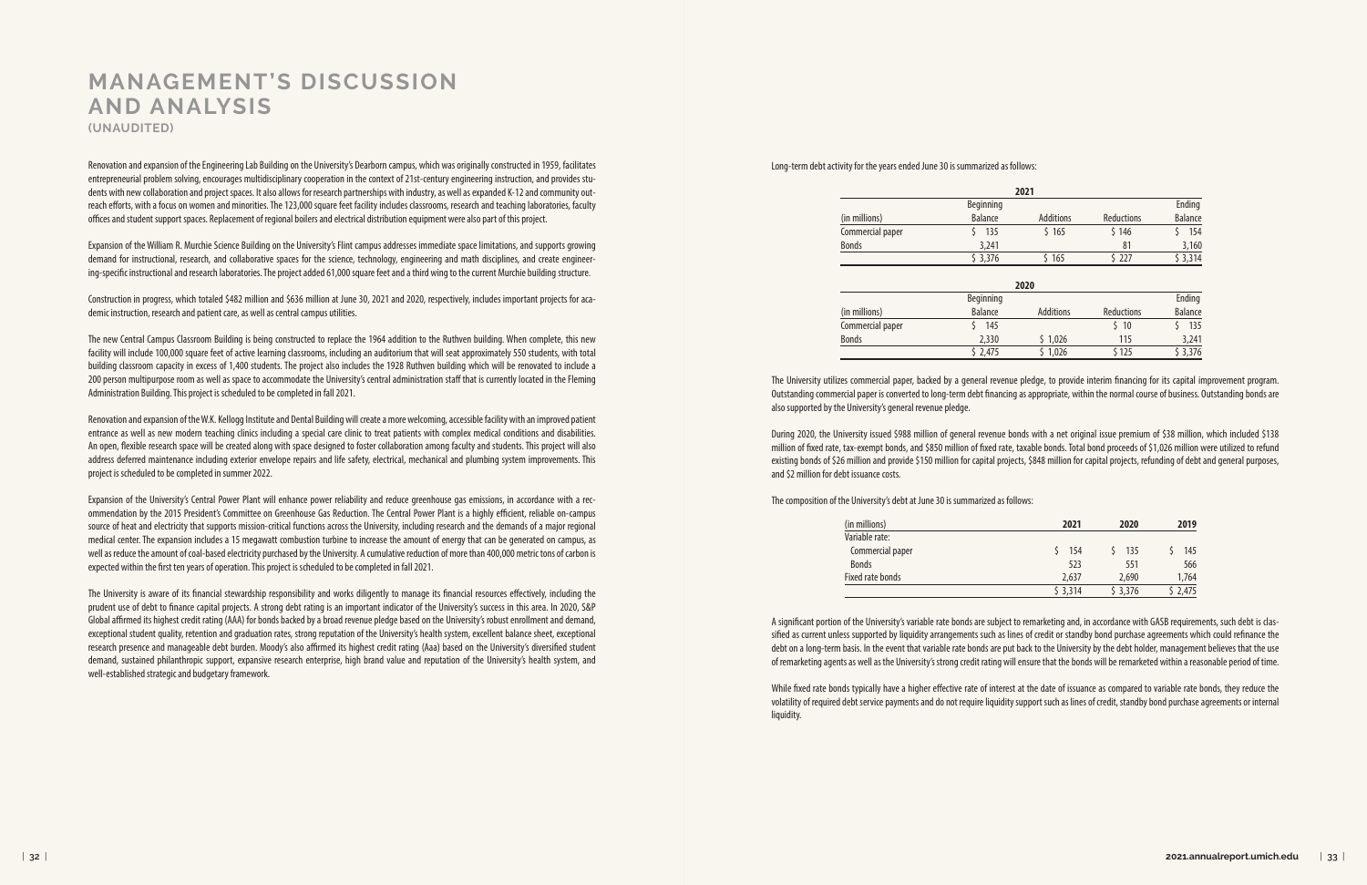# MANAGEMENT'S DISCUSSION AND ANALYSIS

**(UNAUDITED)**

Renovation and expansion of the Engineering Lab Building on the University's Dearborn campus, which was originally constructed in 1959, facilitates entrepreneurial problem solving, encourages multidisciplinary cooperation in the context of 21st-century engineering instruction, and provides students with new collaboration and project spaces. It also allows for research partnerships with industry, as well as expanded K-12 and community outreach efforts, with a focus on women and minorities. The 123,000 square feet facility includes classrooms, research and teaching laboratories, faculty offices and student support spaces. Replacement of regional boilers and electrical distribution equipment were also part of this project.

Expansion of the William R. Murchie Science Building on the University's Flint campus addresses immediate space limitations, and supports growing demand for instructional, research, and collaborative spaces for the science, technology, engineering and math disciplines, and create engineering-specific instructional and research laboratories. The project added 61,000 square feet and a third wing to the current Murchie building structure.

Construction in progress, which totaled $482 million and $636 million at June 30, 2021 and 2020, respectively, includes important projects for academic instruction, research and patient care, as well as central campus utilities.

The new Central Campus Classroom Building is being constructed to replace the 1964 addition to the Ruthven building. When complete, this new facility will include 100,000 square feet of active learning classrooms, including an auditorium that will seat approximately 550 students, with total building classroom capacity in excess of 1,400 students. The project also includes the 1928 Ruthven building which will be renovated to include a 200 person multipurpose room as well as space to accommodate the University's central administration staff that is currently located in the Fleming Administration Building. This project is scheduled to be completed in fall 2021.

Renovation and expansion of the W.K. Kellogg Institute and Dental Building will create a more welcoming, accessible facility with an improved patient entrance as well as new modern teaching clinics including a special care clinic to treat patients with complex medical conditions and disabilities. An open, flexible research space will be created along with space designed to foster collaboration among faculty and students. This project will also address deferred maintenance including exterior envelope repairs and life safety, electrical, mechanical and plumbing system improvements. This project is scheduled to be completed in summer 2022.

Expansion of the University's Central Power Plant will enhance power reliability and reduce greenhouse gas emissions, in accordance with a recommendation by the 2015 President's Committee on Greenhouse Gas Reduction. The Central Power Plant is a highly efficient, reliable on-campus source of heat and electricity that supports mission-critical functions across the University, including research and the demands of a major regional medical center. The expansion includes a 15 megawatt combustion turbine to increase the amount of energy that can be generated on campus, as well as reduce the amount of coal-based electricity purchased by the University. A cumulative reduction of more than 400,000 metric tons of carbon is expected within the first ten years of operation. This project is scheduled to be completed in fall 2021.

The University is aware of its financial stewardship responsibility and works diligently to manage its financial resources effectively, including the prudent use of debt to finance capital projects. A strong debt rating is an important indicator of the University's success in this area. In 2020, S&P Global affirmed its highest credit rating (AAA) for bonds backed by a broad revenue pledge based on the University's robust enrollment and demand, exceptional student quality, retention and graduation rates, strong reputation of the University's health system, excellent balance sheet, exceptional research presence and manageable debt burden. Moody's also affirmed its highest credit rating (Aaa) based on the University's diversified student demand, sustained philanthropic support, expansive research enterprise, high brand value and reputation of the University's health system, and well-established strategic and budgetary framework.

Long-term debt activity for the years ended June 30 is summarized as follows:

| 2021 | | | | |
|---|---|---|---|---|
| (in millions) | Beginning Balance | Additions | Reductions | Ending Balance |
| Commercial paper | $ 135 | $ 165 | $ 146 | $ 154 |
| Bonds | 3,241 | | 81 | 3,160 |
| | $ 3,376 | $ 165 | $ 227 | $ 3,314 |

| 2020 | | | | |
|---|---|---|---|---|
| (in millions) | Beginning Balance | Additions | Reductions | Ending Balance |
| Commercial paper | $ 145 | | $ 10 | $ 135 |
| Bonds | 2,330 | $ 1,026 | 115 | 3,241 |
| | $ 2,475 | $ 1,026 | $ 125 | $ 3,376 |

The University utilizes commercial paper, backed by a general revenue pledge, to provide interim financing for its capital improvement program. Outstanding commercial paper is converted to long-term debt financing as appropriate, within the normal course of business. Outstanding bonds are also supported by the University's general revenue pledge.

During 2020, the University issued $988 million of general revenue bonds with a net original issue premium of $38 million, which included $138 million of fixed rate, tax-exempt bonds, and $850 million of fixed rate, taxable bonds. Total bond proceeds of $1,026 million were utilized to refund existing bonds of $26 million and provide $150 million for capital projects, $848 million for capital projects, refunding of debt and general purposes, and $2 million for debt issuance costs.

The composition of the University's debt at June 30 is summarized as follows:

| (in millions) | 2021 | 2020 | 2019 |
|---|---|---|---|
| Variable rate: | | | |
| Commercial paper | $ 154 | $ 135 | $ 145 |
| Bonds | 523 | 551 | 566 |
| Fixed rate bonds | 2,637 | 2,690 | 1,764 |
| | $ 3,314 | $ 3,376 | $ 2,475 |

A significant portion of the University's variable rate bonds are subject to remarketing and, in accordance with GASB requirements, such debt is classified as current unless supported by liquidity arrangements such as lines of credit or standby bond purchase agreements which could refinance the debt on a long-term basis. In the event that variable rate bonds are put back to the University by the debt holder, management believes that the use of remarketing agents as well as the University's strong credit rating will ensure that the bonds will be remarketed within a reasonable period of time.

While fixed rate bonds typically have a higher effective rate of interest at the date of issuance as compared to variable rate bonds, they reduce the volatility of required debt service payments and do not require liquidity support such as lines of credit, standby bond purchase agreements or internal liquidity.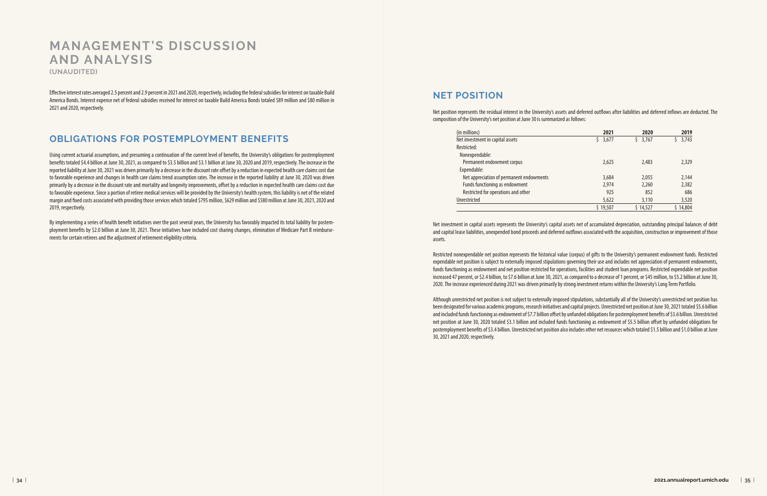# MANAGEMENT'S DISCUSSION AND ANALYSIS

**(UNAUDITED)**

Effective interest rates averaged 2.5 percent and 2.9 percent in 2021 and 2020, respectively, including the federal subsidies for interest on taxable Build America Bonds. Interest expense net of federal subsidies received for interest on taxable Build America Bonds totaled $89 million and $80 million in 2021 and 2020, respectively.

## OBLIGATIONS FOR POSTEMPLOYMENT BENEFITS

Using current actuarial assumptions, and presuming a continuation of the current level of benefits, the University's obligations for postemployment benefits totaled $4.4 billion at June 30, 2021, as compared to $3.5 billion and $3.1 billion at June 30, 2020 and 2019, respectively. The increase in the reported liability at June 30, 2021 was driven primarily by a decrease in the discount rate offset by a reduction in expected health care claims cost due to favorable experience and changes in health care claims trend assumption rates. The increase in the reported liability at June 30, 2020 was driven primarily by a decrease in the discount rate and mortality and longevity improvements, offset by a reduction in expected health care claims cost due to favorable experience. Since a portion of retiree medical services will be provided by the University's health system, this liability is net of the related margin and fixed costs associated with providing those services which totaled $795 million, $629 million and $580 million at June 30, 2021, 2020 and 2019, respectively.

By implementing a series of health benefit initiatives over the past several years, the University has favorably impacted its total liability for postemployment benefits by $2.0 billion at June 30, 2021. These initiatives have included cost sharing changes, elimination of Medicare Part B reimbursements for certain retirees and the adjustment of retirement eligibility criteria.

## NET POSITION

Net position represents the residual interest in the University's assets and deferred outflows after liabilities and deferred inflows are deducted. The composition of the University's net position at June 30 is summarized as follows:

| (in millions) | 2021 | 2020 | 2019 |
|---|---|---|---|
| Net investment in capital assets | $ 3,677 | $ 3,767 | $ 3,743 |
| Restricted: | | | |
| Nonexpendable: | | | |
| Permanent endowment corpus | 2,625 | 2,483 | 2,329 |
| Expendable: | | | |
| Net appreciation of permanent endowments | 3,684 | 2,055 | 2,144 |
| Funds functioning as endowment | 2,974 | 2,260 | 2,382 |
| Restricted for operations and other | 925 | 852 | 686 |
| Unrestricted | 5,622 | 3,110 | 3,520 |
| | $ 19,507 | $ 14,527 | $ 14,804 |

Net investment in capital assets represents the University's capital assets net of accumulated depreciation, outstanding principal balances of debt and capital lease liabilities, unexpended bond proceeds and deferred outflows associated with the acquisition, construction or improvement of those assets.

Restricted nonexpendable net position represents the historical value (corpus) of gifts to the University's permanent endowment funds. Restricted expendable net position is subject to externally imposed stipulations governing their use and includes net appreciation of permanent endowments, funds functioning as endowment and net position restricted for operations, facilities and student loan programs. Restricted expendable net position increased 47 percent, or $2.4 billion, to $7.6 billion at June 30, 2021, as compared to a decrease of 1 percent, or $45 million, to $5.2 billion at June 30, 2020. The increase experienced during 2021 was driven primarily by strong investment returns within the University's Long Term Portfolio.

Although unrestricted net position is not subject to externally imposed stipulations, substantially all of the University's unrestricted net position has been designated for various academic programs, research initiatives and capital projects. Unrestricted net position at June 30, 2021 totaled $5.6 billion and included funds functioning as endowment of $7.7 billion offset by unfunded obligations for postemployment benefits of $3.6 billion. Unrestricted net position at June 30, 2020 totaled $3.1 billion and included funds functioning as endowment of $5.5 billion offset by unfunded obligations for postemployment benefits of $3.4 billion. Unrestricted net position also includes other net resources which totaled $1.5 billion and $1.0 billion at June 30, 2021 and 2020, respectively.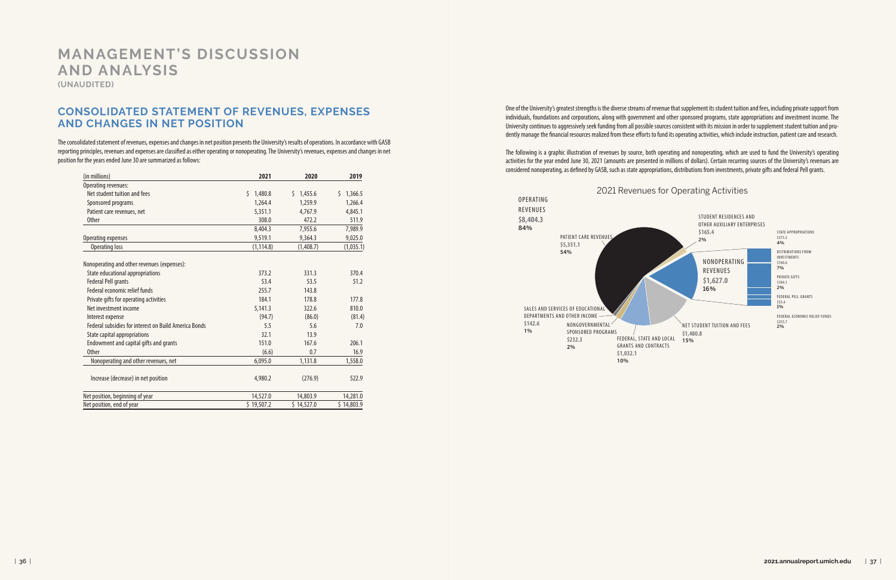# MANAGEMENT'S DISCUSSION AND ANALYSIS
(UNAUDITED)

## CONSOLIDATED STATEMENT OF REVENUES, EXPENSES AND CHANGES IN NET POSITION

The consolidated statement of revenues, expenses and changes in net position presents the University's results of operations. In accordance with GASB reporting principles, revenues and expenses are classified as either operating or nonoperating. The University's revenues, expenses and changes in net position for the years ended June 30 are summarized as follows:

| (in millions) | 2021 | 2020 | 2019 |
|---|---|---|---|
| Operating revenues: | | | |
| Net student tuition and fees | $ 1,480.8 | $ 1,455.6 | $ 1,366.5 |
| Sponsored programs | 1,264.4 | 1,259.9 | 1,266.4 |
| Patient care revenues, net | 5,351.1 | 4,767.9 | 4,845.1 |
| Other | 308.0 | 472.2 | 511.9 |
| | 8,404.3 | 7,955.6 | 7,989.9 |
| Operating expenses | 9,519.1 | 9,364.3 | 9,025.0 |
| Operating loss | (1,114.8) | (1,408.7) | (1,035.1) |
| | | | |
| Nonoperating and other revenues (expenses): | | | |
| State educational appropriations | 373.2 | 331.3 | 370.4 |
| Federal Pell grants | 53.4 | 53.5 | 51.2 |
| Federal economic relief funds | 255.7 | 143.8 | |
| Private gifts for operating activities | 184.1 | 178.8 | 177.8 |
| Net investment income | 5,141.3 | 322.6 | 810.0 |
| Interest expense | (94.7) | (86.0) | (81.4) |
| Federal subsidies for interest on Build America Bonds | 5.5 | 5.6 | 7.0 |
| State capital appropriations | 32.1 | 13.9 | |
| Endowment and capital gifts and grants | 151.0 | 167.6 | 206.1 |
| Other | (6.6) | 0.7 | 16.9 |
| Nonoperating and other revenues, net | 6,095.0 | 1,131.8 | 1,558.0 |
| | | | |
| Increase (decrease) in net position | 4,980.2 | (276.9) | 522.9 |
| | | | |
| Net position, beginning of year | 14,527.0 | 14,803.9 | 14,281.0 |
| Net position, end of year | $ 19,507.2 | $ 14,527.0 | $ 14,803.9 |

One of the University's greatest strengths is the diverse streams of revenue that supplement its student tuition and fees, including private support from individuals, foundations and corporations, along with government and other sponsored programs, state appropriations and investment income. The University continues to aggressively seek funding from all possible sources consistent with its mission in order to supplement student tuition and prudently manage the financial resources realized from these efforts to fund its operating activities, which include instruction, patient care and research.

The following is a graphic illustration of revenues by source, both operating and nonoperating, which are used to fund the University's operating activities for the year ended June 30, 2021 (amounts are presented in millions of dollars). Certain recurring sources of the University's revenues are considered nonoperating, as defined by GASB, such as state appropriations, distributions from investments, private gifts and federal Pell grants.

### 2021 Revenues for Operating Activities

OPERATING REVENUES $8,404.3 84%

- PATIENT CARE REVENUES $5,351.1 54%
- STUDENT RESIDENCES AND OTHER AUXILIARY ENTERPRISES $165.4 2%
- NET STUDENT TUITION AND FEES $1,480.8 15%
- FEDERAL, STATE AND LOCAL GRANTS AND CONTRACTS $1,032.1 10%
- NONGOVERNMENTAL SPONSORED PROGRAMS $232.3 2%
- SALES AND SERVICES OF EDUCATIONAL DEPARTMENTS AND OTHER INCOME $142.6 1%

NONOPERATING REVENUES $1,627.0 16%

- STATE APPROPRIATIONS $373.2 4%
- DISTRIBUTIONS FROM INVESTMENTS $760.6 7%
- PRIVATE GIFTS $184.1 2%
- FEDERAL PELL GRANTS $53.4 1%
- FEDERAL ECONOMIC RELIEF FUNDS $255.7 2%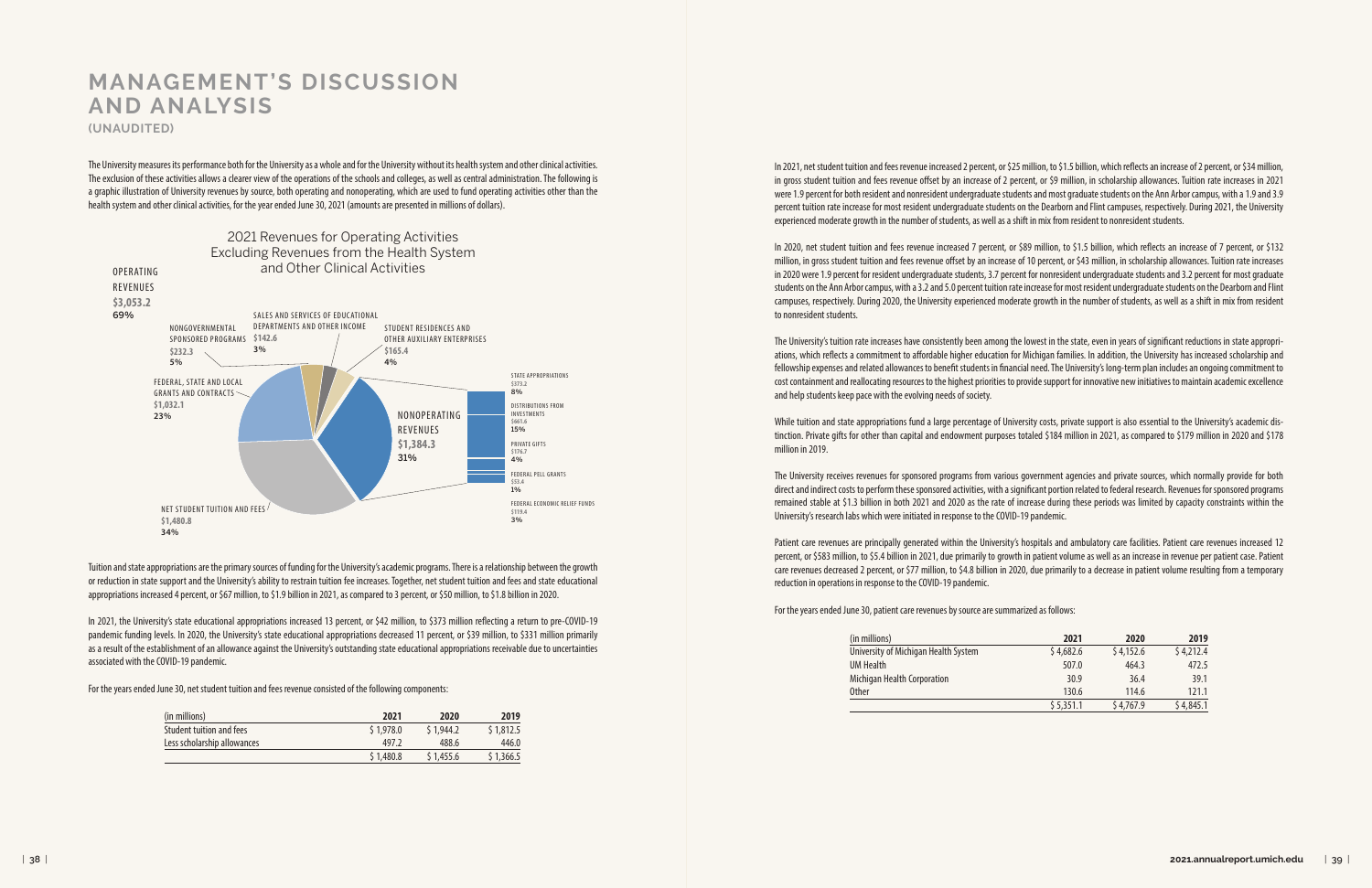# MANAGEMENT'S DISCUSSION AND ANALYSIS

**(UNAUDITED)**

The University measures its performance both for the University as a whole and for the University without its health system and other clinical activities. The exclusion of these activities allows a clearer view of the operations of the schools and colleges, as well as central administration. The following is a graphic illustration of University revenues by source, both operating and nonoperating, which are used to fund operating activities other than the health system and other clinical activities, for the year ended June 30, 2021 (amounts are presented in millions of dollars).

2021 Revenues for Operating Activities Excluding Revenues from the Health System and Other Clinical Activities

OPERATING REVENUES **$3,053.2** **69%**

- NONGOVERNMENTAL SPONSORED PROGRAMS **$232.3** **5%**
- SALES AND SERVICES OF EDUCATIONAL DEPARTMENTS AND OTHER INCOME **$142.6** **3%**
- STUDENT RESIDENCES AND OTHER AUXILIARY ENTERPRISES **$165.4** **4%**
- FEDERAL, STATE AND LOCAL GRANTS AND CONTRACTS **$1,032.1** **23%**
- NET STUDENT TUITION AND FEES **$1,480.8** **34%**

NONOPERATING REVENUES **$1,384.3** **31%**

- STATE APPROPRIATIONS $373.2 **8%**
- DISTRIBUTIONS FROM INVESTMENTS $661.6 **15%**
- PRIVATE GIFTS $176.7 **4%**
- FEDERAL PELL GRANTS $53.4 **1%**
- FEDERAL ECONOMIC RELIEF FUNDS $119.4 **3%**

Tuition and state appropriations are the primary sources of funding for the University's academic programs. There is a relationship between the growth or reduction in state support and the University's ability to restrain tuition fee increases. Together, net student tuition and fees and state educational appropriations increased 4 percent, or $67 million, to $1.9 billion in 2021, as compared to 3 percent, or $50 million, to $1.8 billion in 2020.

In 2021, the University's state educational appropriations increased 13 percent, or $42 million, to $373 million reflecting a return to pre-COVID-19 pandemic funding levels. In 2020, the University's state educational appropriations decreased 11 percent, or $39 million, to $331 million primarily as a result of the establishment of an allowance against the University's outstanding state educational appropriations receivable due to uncertainties associated with the COVID-19 pandemic.

For the years ended June 30, net student tuition and fees revenue consisted of the following components:

| (in millions) | 2021 | 2020 | 2019 |
|---|---|---|---|
| Student tuition and fees | $ 1,978.0 | $ 1,944.2 | $ 1,812.5 |
| Less scholarship allowances | 497.2 | 488.6 | 446.0 |
| | $ 1,480.8 | $ 1,455.6 | $ 1,366.5 |

In 2021, net student tuition and fees revenue increased 2 percent, or $25 million, to $1.5 billion, which reflects an increase of 2 percent, or $34 million, in gross student tuition and fees revenue offset by an increase of 2 percent, or $9 million, in scholarship allowances. Tuition rate increases in 2021 were 1.9 percent for both resident and nonresident undergraduate students and most graduate students on the Ann Arbor campus, with a 1.9 and 3.9 percent tuition rate increase for most resident undergraduate students on the Dearborn and Flint campuses, respectively. During 2021, the University experienced moderate growth in the number of students, as well as a shift in mix from resident to nonresident students.

In 2020, net student tuition and fees revenue increased 7 percent, or $89 million, to $1.5 billion, which reflects an increase of 7 percent, or $132 million, in gross student tuition and fees revenue offset by an increase of 10 percent, or $43 million, in scholarship allowances. Tuition rate increases in 2020 were 1.9 percent for resident undergraduate students, 3.7 percent for nonresident undergraduate students and 3.2 percent for most graduate students on the Ann Arbor campus, with a 3.2 and 5.0 percent tuition rate increase for most resident undergraduate students on the Dearborn and Flint campuses, respectively. During 2020, the University experienced moderate growth in the number of students, as well as a shift in mix from resident to nonresident students.

The University's tuition rate increases have consistently been among the lowest in the state, even in years of significant reductions in state appropriations, which reflects a commitment to affordable higher education for Michigan families. In addition, the University has increased scholarship and fellowship expenses and related allowances to benefit students in financial need. The University's long-term plan includes an ongoing commitment to cost containment and reallocating resources to the highest priorities to provide support for innovative new initiatives to maintain academic excellence and help students keep pace with the evolving needs of society.

While tuition and state appropriations fund a large percentage of University costs, private support is also essential to the University's academic distinction. Private gifts for other than capital and endowment purposes totaled $184 million in 2021, as compared to $179 million in 2020 and $178 million in 2019.

The University receives revenues for sponsored programs from various government agencies and private sources, which normally provide for both direct and indirect costs to perform these sponsored activities, with a significant portion related to federal research. Revenues for sponsored programs remained stable at $1.3 billion in both 2021 and 2020 as the rate of increase during these periods was limited by capacity constraints within the University's research labs which were initiated in response to the COVID-19 pandemic.

Patient care revenues are principally generated within the University's hospitals and ambulatory care facilities. Patient care revenues increased 12 percent, or $583 million, to $5.4 billion in 2021, due primarily to growth in patient volume as well as an increase in revenue per patient case. Patient care revenues decreased 2 percent, or $77 million, to $4.8 billion in 2020, due primarily to a decrease in patient volume resulting from a temporary reduction in operations in response to the COVID-19 pandemic.

For the years ended June 30, patient care revenues by source are summarized as follows:

| (in millions) | 2021 | 2020 | 2019 |
|---|---|---|---|
| University of Michigan Health System | $ 4,682.6 | $ 4,152.6 | $ 4,212.4 |
| UM Health | 507.0 | 464.3 | 472.5 |
| Michigan Health Corporation | 30.9 | 36.4 | 39.1 |
| Other | 130.6 | 114.6 | 121.1 |
| | $ 5,351.1 | $ 4,767.9 | $ 4,845.1 |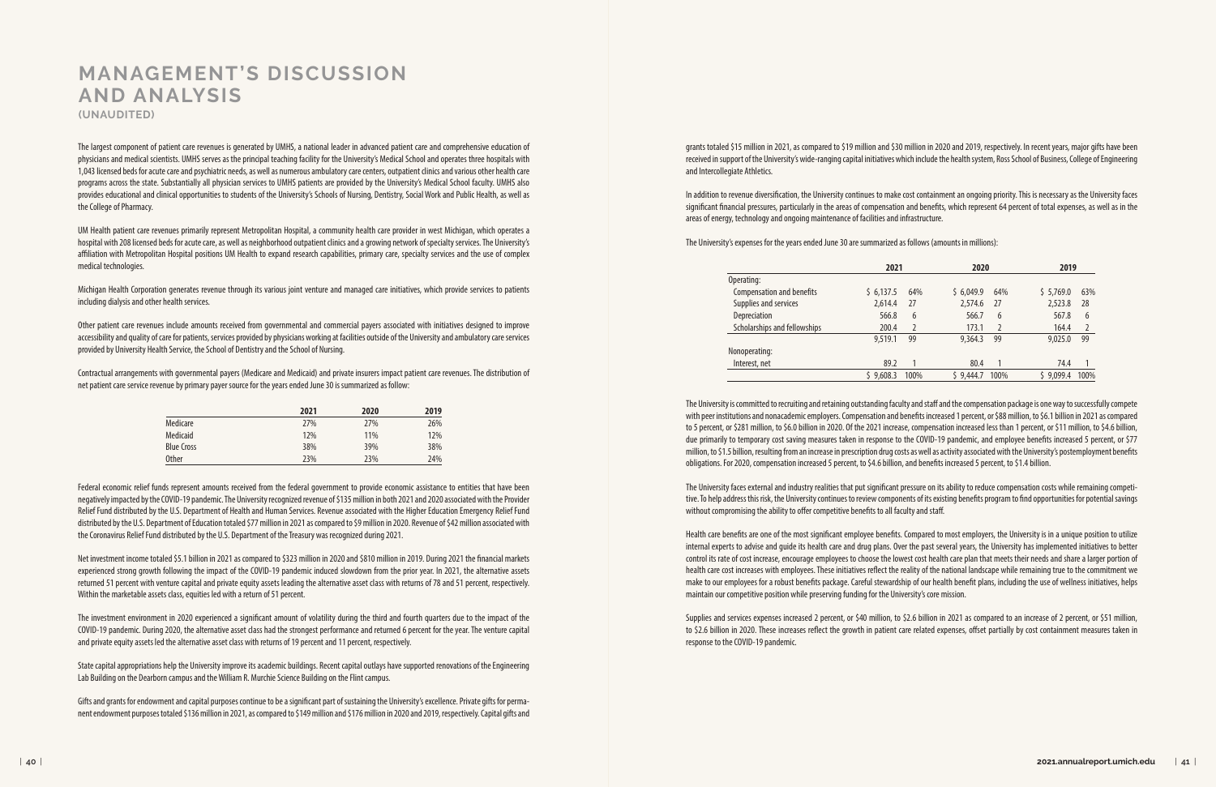# MANAGEMENT'S DISCUSSION AND ANALYSIS

**(UNAUDITED)**

The largest component of patient care revenues is generated by UMHS, a national leader in advanced patient care and comprehensive education of physicians and medical scientists. UMHS serves as the principal teaching facility for the University's Medical School and operates three hospitals with 1,043 licensed beds for acute care and psychiatric needs, as well as numerous ambulatory care centers, outpatient clinics and various other health care programs across the state. Substantially all physician services to UMHS patients are provided by the University's Medical School faculty. UMHS also provides educational and clinical opportunities to students of the University's Schools of Nursing, Dentistry, Social Work and Public Health, as well as the College of Pharmacy.

UM Health patient care revenues primarily represent Metropolitan Hospital, a community health care provider in west Michigan, which operates a hospital with 208 licensed beds for acute care, as well as neighborhood outpatient clinics and a growing network of specialty services. The University's affiliation with Metropolitan Hospital positions UM Health to expand research capabilities, primary care, specialty services and the use of complex medical technologies.

Michigan Health Corporation generates revenue through its various joint venture and managed care initiatives, which provide services to patients including dialysis and other health services.

Other patient care revenues include amounts received from governmental and commercial payers associated with initiatives designed to improve accessibility and quality of care for patients, services provided by physicians working at facilities outside of the University and ambulatory care services provided by University Health Service, the School of Dentistry and the School of Nursing.

Contractual arrangements with governmental payers (Medicare and Medicaid) and private insurers impact patient care revenues. The distribution of net patient care service revenue by primary payer source for the years ended June 30 is summarized as follow:

| | 2021 | 2020 | 2019 |
|---|---|---|---|
| Medicare | 27% | 27% | 26% |
| Medicaid | 12% | 11% | 12% |
| Blue Cross | 38% | 39% | 38% |
| Other | 23% | 23% | 24% |

Federal economic relief funds represent amounts received from the federal government to provide economic assistance to entities that have been negatively impacted by the COVID-19 pandemic. The University recognized revenue of $135 million in both 2021 and 2020 associated with the Provider Relief Fund distributed by the U.S. Department of Health and Human Services. Revenue associated with the Higher Education Emergency Relief Fund distributed by the U.S. Department of Education totaled $77 million in 2021 as compared to $9 million in 2020. Revenue of $42 million associated with the Coronavirus Relief Fund distributed by the U.S. Department of the Treasury was recognized during 2021.

Net investment income totaled $5.1 billion in 2021 as compared to $323 million in 2020 and $810 million in 2019. During 2021 the financial markets experienced strong growth following the impact of the COVID-19 pandemic induced slowdown from the prior year. In 2021, the alternative assets returned 51 percent with venture capital and private equity assets leading the alternative asset class with returns of 78 and 51 percent, respectively. Within the marketable assets class, equities led with a return of 51 percent.

The investment environment in 2020 experienced a significant amount of volatility during the third and fourth quarters due to the impact of the COVID-19 pandemic. During 2020, the alternative asset class had the strongest performance and returned 6 percent for the year. The venture capital and private equity assets led the alternative asset class with returns of 19 percent and 11 percent, respectively.

State capital appropriations help the University improve its academic buildings. Recent capital outlays have supported renovations of the Engineering Lab Building on the Dearborn campus and the William R. Murchie Science Building on the Flint campus.

Gifts and grants for endowment and capital purposes continue to be a significant part of sustaining the University's excellence. Private gifts for permanent endowment purposes totaled $136 million in 2021, as compared to $149 million and $176 million in 2020 and 2019, respectively. Capital gifts and grants totaled $15 million in 2021, as compared to $19 million and $30 million in 2020 and 2019, respectively. In recent years, major gifts have been received in support of the University's wide-ranging capital initiatives which include the health system, Ross School of Business, College of Engineering and Intercollegiate Athletics.

In addition to revenue diversification, the University continues to make cost containment an ongoing priority. This is necessary as the University faces significant financial pressures, particularly in the areas of compensation and benefits, which represent 64 percent of total expenses, as well as in the areas of energy, technology and ongoing maintenance of facilities and infrastructure.

The University's expenses for the years ended June 30 are summarized as follows (amounts in millions):

| | 2021 | | 2020 | | 2019 | |
|---|---|---|---|---|---|---|
| Operating: | | | | | | |
| Compensation and benefits | $ 6,137.5 | 64% | $ 6,049.9 | 64% | $ 5,769.0 | 63% |
| Supplies and services | 2,614.4 | 27 | 2,574.6 | 27 | 2,523.8 | 28 |
| Depreciation | 566.8 | 6 | 566.7 | 6 | 567.8 | 6 |
| Scholarships and fellowships | 200.4 | 2 | 173.1 | 2 | 164.4 | 2 |
| | 9,519.1 | 99 | 9,364.3 | 99 | 9,025.0 | 99 |
| Nonoperating: | | | | | | |
| Interest, net | 89.2 | 1 | 80.4 | 1 | 74.4 | 1 |
| | $ 9,608.3 | 100% | $ 9,444.7 | 100% | $ 9,099.4 | 100% |

The University is committed to recruiting and retaining outstanding faculty and staff and the compensation package is one way to successfully compete with peer institutions and nonacademic employers. Compensation and benefits increased 1 percent, or $88 million, to $6.1 billion in 2021 as compared to 5 percent, or $281 million, to $6.0 billion in 2020. Of the 2021 increase, compensation increased less than 1 percent, or $11 million, to $4.6 billion, due primarily to temporary cost saving measures taken in response to the COVID-19 pandemic, and employee benefits increased 5 percent, or $77 million, to $1.5 billion, resulting from an increase in prescription drug costs as well as activity associated with the University's postemployment benefits obligations. For 2020, compensation increased 5 percent, to $4.6 billion, and benefits increased 5 percent, to $1.4 billion.

The University faces external and industry realities that put significant pressure on its ability to reduce compensation costs while remaining competitive. To help address this risk, the University continues to review components of its existing benefits program to find opportunities for potential savings without compromising the ability to offer competitive benefits to all faculty and staff.

Health care benefits are one of the most significant employee benefits. Compared to most employers, the University is in a unique position to utilize internal experts to advise and guide its health care and drug plans. Over the past several years, the University has implemented initiatives to better control its rate of cost increase, encourage employees to choose the lowest cost health care plan that meets their needs and share a larger portion of health care cost increases with employees. These initiatives reflect the reality of the national landscape while remaining true to the commitment we make to our employees for a robust benefits package. Careful stewardship of our health benefit plans, including the use of wellness initiatives, helps maintain our competitive position while preserving funding for the University's core mission.

Supplies and services expenses increased 2 percent, or $40 million, to $2.6 billion in 2021 as compared to an increase of 2 percent, or $51 million, to $2.6 billion in 2020. These increases reflect the growth in patient care related expenses, offset partially by cost containment measures taken in response to the COVID-19 pandemic.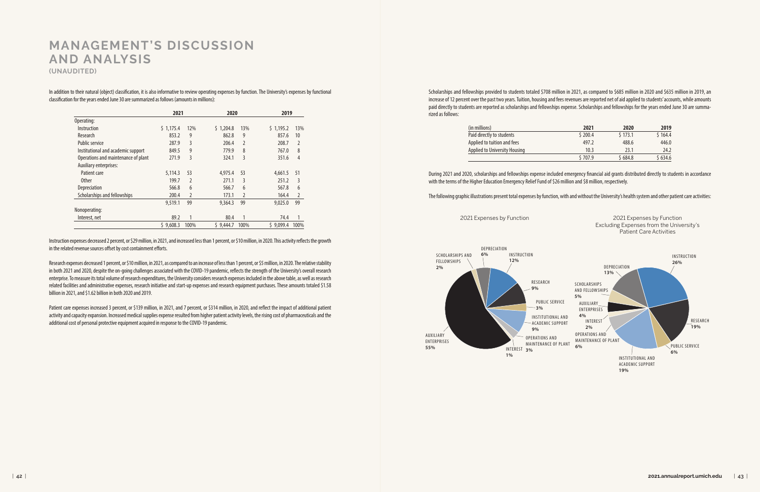# MANAGEMENT'S DISCUSSION AND ANALYSIS

**(UNAUDITED)**

In addition to their natural (object) classification, it is also informative to review operating expenses by function. The University's expenses by functional classification for the years ended June 30 are summarized as follows (amounts in millions):

| | 2021 | | 2020 | | 2019 | |
|---|---|---|---|---|---|---|
| Operating: | | | | | | |
| Instruction | $ 1,175.4 | 12% | $ 1,204.8 | 13% | $ 1,195.2 | 13% |
| Research | 853.2 | 9 | 862.8 | 9 | 857.6 | 10 |
| Public service | 287.9 | 3 | 206.4 | 2 | 208.7 | 2 |
| Institutional and academic support | 849.5 | 9 | 779.9 | 8 | 767.0 | 8 |
| Operations and maintenance of plant | 271.9 | 3 | 324.1 | 3 | 351.6 | 4 |
| Auxiliary enterprises: | | | | | | |
| Patient care | 5,114.3 | 53 | 4,975.4 | 53 | 4,661.5 | 51 |
| Other | 199.7 | 2 | 271.1 | 3 | 251.2 | 3 |
| Depreciation | 566.8 | 6 | 566.7 | 6 | 567.8 | 6 |
| Scholarships and fellowships | 200.4 | 2 | 173.1 | 2 | 164.4 | 2 |
| | 9,519.1 | 99 | 9,364.3 | 99 | 9,025.0 | 99 |
| Nonoperating: | | | | | | |
| Interest, net | 89.2 | 1 | 80.4 | 1 | 74.4 | 1 |
| | $ 9,608.3 | 100% | $ 9,444.7 | 100% | $ 9,099.4 | 100% |

Instruction expenses decreased 2 percent, or $29 million, in 2021, and increased less than 1 percent, or $10 million, in 2020. This activity reflects the growth in the related revenue sources offset by cost containment efforts.

Research expenses decreased 1 percent, or $10 million, in 2021, as compared to an increase of less than 1 percent, or $5 million, in 2020. The relative stability in both 2021 and 2020, despite the on-going challenges associated with the COVID-19 pandemic, reflects the strength of the University's overall research enterprise. To measure its total volume of research expenditures, the University considers research expenses included in the above table, as well as research related facilities and administrative expenses, research initiative and start-up expenses and research equipment purchases. These amounts totaled $1.58 billion in 2021, and $1.62 billion in both 2020 and 2019.

Patient care expenses increased 3 percent, or $139 million, in 2021, and 7 percent, or $314 million, in 2020, and reflect the impact of additional patient activity and capacity expansion. Increased medical supplies expense resulted from higher patient activity levels, the rising cost of pharmaceuticals and the additional cost of personal protective equipment acquired in response to the COVID-19 pandemic.

Scholarships and fellowships provided to students totaled $708 million in 2021, as compared to $685 million in 2020 and $635 million in 2019, an increase of 12 percent over the past two years. Tuition, housing and fees revenues are reported net of aid applied to students' accounts, while amounts paid directly to students are reported as scholarships and fellowships expense. Scholarships and fellowships for the years ended June 30 are summarized as follows:

| (in millions) | 2021 | 2020 | 2019 |
|---|---|---|---|
| Paid directly to students | $ 200.4 | $ 173.1 | $ 164.4 |
| Applied to tuition and fees | 497.2 | 488.6 | 446.0 |
| Applied to University Housing | 10.3 | 23.1 | 24.2 |
| | $ 707.9 | $ 684.8 | $ 634.6 |

During 2021 and 2020, scholarships and fellowships expense included emergency financial aid grants distributed directly to students in accordance with the terms of the Higher Education Emergency Relief Fund of $26 million and $8 million, respectively.

The following graphic illustrations present total expenses by function, with and without the University's health system and other patient care activities:

2021 Expenses by Function

- Instruction 12%
- Research 9%
- Public Service 3%
- Institutional and Academic Support 9%
- Operations and Maintenance of Plant 3%
- Interest 1%
- Auxiliary Enterprises 55%
- Scholarships and Fellowships 2%
- Depreciation 6%

2021 Expenses by Function Excluding Expenses from the University's Patient Care Activities

- Instruction 26%
- Research 19%
- Public Service 6%
- Institutional and Academic Support 19%
- Operations and Maintenance of Plant 6%
- Interest 2%
- Auxiliary Enterprises 4%
- Scholarships and Fellowships 5%
- Depreciation 13%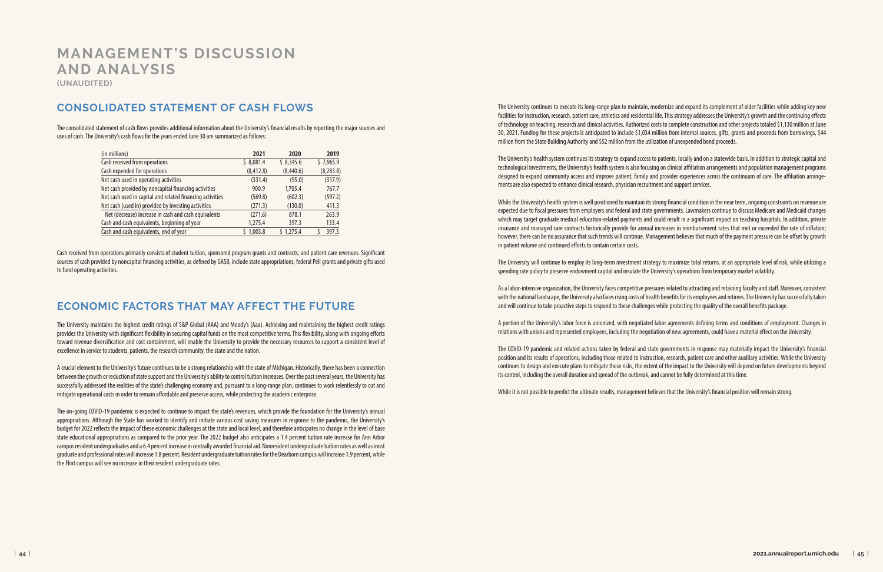# MANAGEMENT'S DISCUSSION AND ANALYSIS
(UNAUDITED)

## CONSOLIDATED STATEMENT OF CASH FLOWS

The consolidated statement of cash flows provides additional information about the University's financial results by reporting the major sources and uses of cash. The University's cash flows for the years ended June 30 are summarized as follows:

| (in millions) | 2021 | 2020 | 2019 |
|---|---|---|---|
| Cash received from operations | $ 8,081.4 | $ 8,345.6 | $ 7,965.9 |
| Cash expended for operations | (8,412.8) | (8,440.6) | (8,283.8) |
| Net cash used in operating activities | (331.4) | (95.0) | (317.9) |
| Net cash provided by noncapital financing activities | 900.9 | 1,705.4 | 767.7 |
| Net cash used in capital and related financing activities | (569.8) | (602.3) | (597.2) |
| Net cash (used in) provided by investing activities | (271.3) | (130.0) | 411.3 |
| Net (decrease) increase in cash and cash equivalents | (271.6) | 878.1 | 263.9 |
| Cash and cash equivalents, beginning of year | 1,275.4 | 397.3 | 133.4 |
| Cash and cash equivalents, end of year | $ 1,003.8 | $ 1,275.4 | $ 397.3 |

Cash received from operations primarily consists of student tuition, sponsored program grants and contracts, and patient care revenues. Significant sources of cash provided by noncapital financing activities, as defined by GASB, include state appropriations, federal Pell grants and private gifts used to fund operating activities.

## ECONOMIC FACTORS THAT MAY AFFECT THE FUTURE

The University maintains the highest credit ratings of S&P Global (AAA) and Moody's (Aaa). Achieving and maintaining the highest credit ratings provides the University with significant flexibility in securing capital funds on the most competitive terms. This flexibility, along with ongoing efforts toward revenue diversification and cost containment, will enable the University to provide the necessary resources to support a consistent level of excellence in service to students, patients, the research community, the state and the nation.

A crucial element to the University's future continues to be a strong relationship with the state of Michigan. Historically, there has been a connection between the growth or reduction of state support and the University's ability to control tuition increases. Over the past several years, the University has successfully addressed the realities of the state's challenging economy and, pursuant to a long-range plan, continues to work relentlessly to cut and mitigate operational costs in order to remain affordable and preserve access, while protecting the academic enterprise.

The on-going COVID-19 pandemic is expected to continue to impact the state's revenues, which provide the foundation for the University's annual appropriations. Although the State has worked to identify and initiate various cost saving measures in response to the pandemic, the University's budget for 2022 reflects the impact of these economic challenges at the state and local level, and therefore anticipates no change in the level of base state educational appropriations as compared to the prior year. The 2022 budget also anticipates a 1.4 percent tuition rate increase for Ann Arbor campus resident undergraduates and a 6.4 percent increase in centrally awarded financial aid. Nonresident undergraduate tuition rates as well as most graduate and professional rates will increase 1.8 percent. Resident undergraduate tuition rates for the Dearborn campus will increase 1.9 percent, while the Flint campus will see no increase in their resident undergraduate rates.

The University continues to execute its long-range plan to maintain, modernize and expand its complement of older facilities while adding key new facilities for instruction, research, patient care, athletics and residential life. This strategy addresses the University's growth and the continuing effects of technology on teaching, research and clinical activities. Authorized costs to complete construction and other projects totaled $1,130 million at June 30, 2021. Funding for these projects is anticipated to include $1,034 million from internal sources, gifts, grants and proceeds from borrowings, $44 million from the State Building Authority and $52 million from the utilization of unexpended bond proceeds.

The University's health system continues its strategy to expand access to patients, locally and on a statewide basis. In addition to strategic capital and technological investments, the University's health system is also focusing on clinical affiliation arrangements and population management programs designed to expand community access and improve patient, family and provider experiences across the continuum of care. The affiliation arrangements are also expected to enhance clinical research, physician recruitment and support services.

While the University's health system is well positioned to maintain its strong financial condition in the near term, ongoing constraints on revenue are expected due to fiscal pressures from employers and federal and state governments. Lawmakers continue to discuss Medicare and Medicaid changes which may target graduate medical education-related payments and could result in a significant impact on teaching hospitals. In addition, private insurance and managed care contracts historically provide for annual increases in reimbursement rates that met or exceeded the rate of inflation; however, there can be no assurance that such trends will continue. Management believes that much of the payment pressure can be offset by growth in patient volume and continued efforts to contain certain costs.

The University will continue to employ its long-term investment strategy to maximize total returns, at an appropriate level of risk, while utilizing a spending rate policy to preserve endowment capital and insulate the University's operations from temporary market volatility.

As a labor-intensive organization, the University faces competitive pressures related to attracting and retaining faculty and staff. Moreover, consistent with the national landscape, the University also faces rising costs of health benefits for its employees and retirees. The University has successfully taken and will continue to take proactive steps to respond to these challenges while protecting the quality of the overall benefits package.

A portion of the University's labor force is unionized, with negotiated labor agreements defining terms and conditions of employment. Changes in relations with unions and represented employees, including the negotiation of new agreements, could have a material effect on the University.

The COVID-19 pandemic and related actions taken by federal and state governments in response may materially impact the University's financial position and its results of operations, including those related to instruction, research, patient care and other auxiliary activities. While the University continues to design and execute plans to mitigate these risks, the extent of the impact to the University will depend on future developments beyond its control, including the overall duration and spread of the outbreak, and cannot be fully determined at this time.

While it is not possible to predict the ultimate results, management believes that the University's financial position will remain strong.